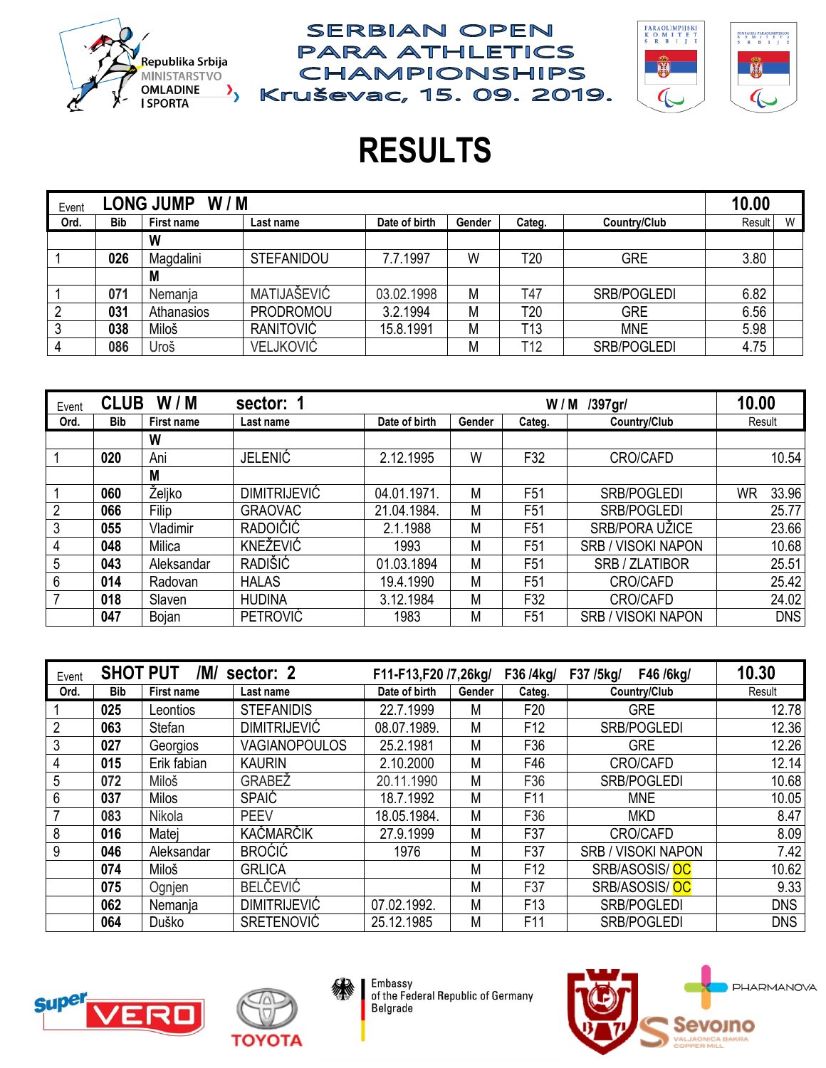Republika Srbija MINISTARSTVO OMLADINE I SPORTA

# SERBIAN OPEN PARA ATHLETICS CHAMPIONSHIPS

## Kruševac, 15. 09. 2019.

# RESULTS

| Event | LONG JUMP W / M | | | | | | | 10.00 | |
|---|---|---|---|---|---|---|---|---|---|
| Ord. | Bib | First name | Last name | Date of birth | Gender | Categ. | Country/Club | Result | W |
| | | W | | | | | | | |
| 1 | 026 | Magdalini | STEFANIDOU | 7.7.1997 | W | T20 | GRE | 3.80 | |
| | | M | | | | | | | |
| 1 | 071 | Nemanja | MATIJAŠEVIĆ | 03.02.1998 | M | T47 | SRB/POGLEDI | 6.82 | |
| 2 | 031 | Athanasios | PRODROMOU | 3.2.1994 | M | T20 | GRE | 6.56 | |
| 3 | 038 | Miloš | RANITOVIĆ | 15.8.1991 | M | T13 | MNE | 5.98 | |
| 4 | 086 | Uroš | VELJKOVIĆ | | M | T12 | SRB/POGLEDI | 4.75 | |

| Event | CLUB W / M | | sector: 1 | | | W / M /397gr/ | | 10.00 |
|---|---|---|---|---|---|---|---|---|
| Ord. | Bib | First name | Last name | Date of birth | Gender | Categ. | Country/Club | Result |
| | | W | | | | | | |
| 1 | 020 | Ani | JELENIĆ | 2.12.1995 | W | F32 | CRO/CAFD | 10.54 |
| | | M | | | | | | |
| 1 | 060 | Željko | DIMITRIJEVIĆ | 04.01.1971. | M | F51 | SRB/POGLEDI | WR 33.96 |
| 2 | 066 | Filip | GRAOVAC | 21.04.1984. | M | F51 | SRB/POGLEDI | 25.77 |
| 3 | 055 | Vladimir | RADOIČIĆ | 2.1.1988 | M | F51 | SRB/PORA UŽICE | 23.66 |
| 4 | 048 | Milica | KNEŽEVIĆ | 1993 | M | F51 | SRB / VISOKI NAPON | 10.68 |
| 5 | 043 | Aleksandar | RADIŠIĆ | 01.03.1894 | M | F51 | SRB / ZLATIBOR | 25.51 |
| 6 | 014 | Radovan | HALAS | 19.4.1990 | M | F51 | CRO/CAFD | 25.42 |
| 7 | 018 | Slaven | HUDINA | 3.12.1984 | M | F32 | CRO/CAFD | 24.02 |
| | 047 | Bojan | PETROVIĆ | 1983 | M | F51 | SRB / VISOKI NAPON | DNS |

| Event | SHOT PUT /M/ sector: 2 | | | F11-F13,F20 /7,26kg/ | F36 /4kg/ | F37 /5kg/ | F46 /6kg/ | 10.30 |
|---|---|---|---|---|---|---|---|---|
| Ord. | Bib | First name | Last name | Date of birth | Gender | Categ. | Country/Club | Result |
| 1 | 025 | Leontios | STEFANIDIS | 22.7.1999 | M | F20 | GRE | 12.78 |
| 2 | 063 | Stefan | DIMITRIJEVIĆ | 08.07.1989. | M | F12 | SRB/POGLEDI | 12.36 |
| 3 | 027 | Georgios | VAGIANOPOULOS | 25.2.1981 | M | F36 | GRE | 12.26 |
| 4 | 015 | Erik fabian | KAURIN | 2.10.2000 | M | F46 | CRO/CAFD | 12.14 |
| 5 | 072 | Miloš | GRABEŽ | 20.11.1990 | M | F36 | SRB/POGLEDI | 10.68 |
| 6 | 037 | Milos | SPAIĆ | 18.7.1992 | M | F11 | MNE | 10.05 |
| 7 | 083 | Nikola | PEEV | 18.05.1984. | M | F36 | MKD | 8.47 |
| 8 | 016 | Matej | KAČMARČIK | 27.9.1999 | M | F37 | CRO/CAFD | 8.09 |
| 9 | 046 | Aleksandar | BROĆIĆ | 1976 | M | F37 | SRB / VISOKI NAPON | 7.42 |
| | 074 | Miloš | GRLICA | | M | F12 | SRB/ASOSIS/ OC | 10.62 |
| | 075 | Ognjen | BELČEVIĆ | | M | F37 | SRB/ASOSIS/ OC | 9.33 |
| | 062 | Nemanja | DIMITRIJEVIĆ | 07.02.1992. | M | F13 | SRB/POGLEDI | DNS |
| | 064 | Duško | SRETENOVIĆ | 25.12.1985 | M | F11 | SRB/POGLEDI | DNS |

Super VERO | TOYOTA | Embassy of the Federal Republic of Germany Belgrade | PHARMANOVA | Sevojno VALJAONICA BAKRA COPPER MILL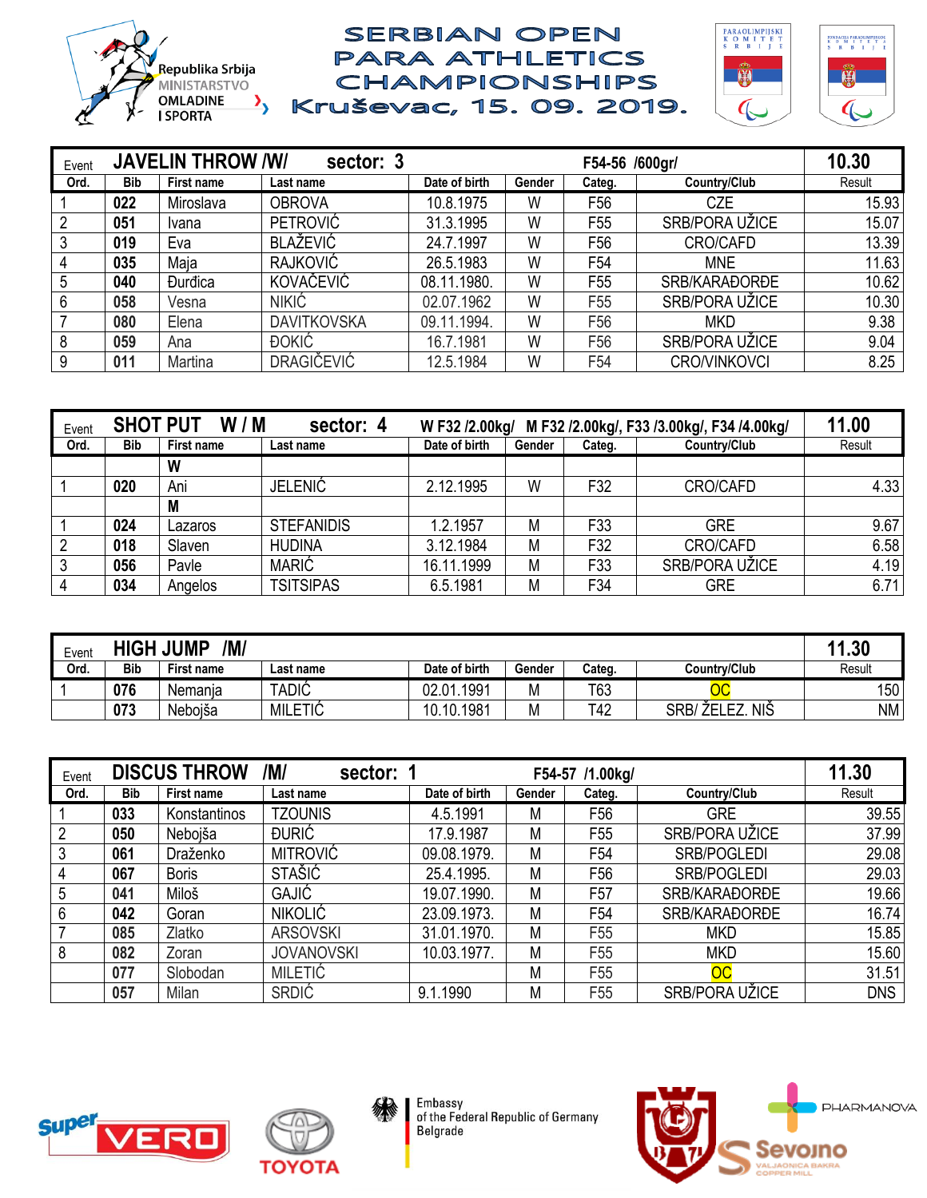# SERBIAN OPEN PARA ATHLETICS CHAMPIONSHIPS

## Kruševac, 15. 09. 2019.

Republika Srbija MINISTARSTVO OMLADINE I SPORTA

| Event | JAVELIN THROW /W/ | sector: 3 | | F54-56 /600gr/ | | | | 10.30 |
|---|---|---|---|---|---|---|---|---|
| Ord. | Bib | First name | Last name | Date of birth | Gender | Categ. | Country/Club | Result |
| 1 | 022 | Miroslava | OBROVA | 10.8.1975 | W | F56 | CZE | 15.93 |
| 2 | 051 | Ivana | PETROVIĆ | 31.3.1995 | W | F55 | SRB/PORA UŽICE | 15.07 |
| 3 | 019 | Eva | BLAŽEVIĆ | 24.7.1997 | W | F56 | CRO/CAFD | 13.39 |
| 4 | 035 | Maja | RAJKOVIĆ | 26.5.1983 | W | F54 | MNE | 11.63 |
| 5 | 040 | Đurđica | KOVAČEVIĆ | 08.11.1980. | W | F55 | SRB/KARAĐORĐE | 10.62 |
| 6 | 058 | Vesna | NIKIĆ | 02.07.1962 | W | F55 | SRB/PORA UŽICE | 10.30 |
| 7 | 080 | Elena | DAVITKOVSKA | 09.11.1994. | W | F56 | MKD | 9.38 |
| 8 | 059 | Ana | ĐOKIĆ | 16.7.1981 | W | F56 | SRB/PORA UŽICE | 9.04 |
| 9 | 011 | Martina | DRAGIČEVIĆ | 12.5.1984 | W | F54 | CRO/VINKOVCI | 8.25 |

| Event | SHOT PUT W / M | sector: 4 | | W F32 /2.00kg/ M F32 /2.00kg/, F33 /3.00kg/, F34 /4.00kg/ | | | | 11.00 |
|---|---|---|---|---|---|---|---|---|
| Ord. | Bib | First name | Last name | Date of birth | Gender | Categ. | Country/Club | Result |
| | | W | | | | | | |
| 1 | 020 | Ani | JELENIĆ | 2.12.1995 | W | F32 | CRO/CAFD | 4.33 |
| | | M | | | | | | |
| 1 | 024 | Lazaros | STEFANIDIS | 1.2.1957 | M | F33 | GRE | 9.67 |
| 2 | 018 | Slaven | HUDINA | 3.12.1984 | M | F32 | CRO/CAFD | 6.58 |
| 3 | 056 | Pavle | MARIĆ | 16.11.1999 | M | F33 | SRB/PORA UŽICE | 4.19 |
| 4 | 034 | Angelos | TSITSIPAS | 6.5.1981 | M | F34 | GRE | 6.71 |

| Event | HIGH JUMP /M/ | | | | | | | 11.30 |
|---|---|---|---|---|---|---|---|---|
| Ord. | Bib | First name | Last name | Date of birth | Gender | Categ. | Country/Club | Result |
| 1 | 076 | Nemanja | TADIĆ | 02.01.1991 | M | T63 | OC | 150 |
| | 073 | Nebojša | MILETIĆ | 10.10.1981 | M | T42 | SRB/ ŽELEZ. NIŠ | NM |

| Event | DISCUS THROW /M/ | sector: 1 | | F54-57 /1.00kg/ | | | | 11.30 |
|---|---|---|---|---|---|---|---|---|
| Ord. | Bib | First name | Last name | Date of birth | Gender | Categ. | Country/Club | Result |
| 1 | 033 | Konstantinos | TZOUNIS | 4.5.1991 | M | F56 | GRE | 39.55 |
| 2 | 050 | Nebojša | ĐURIĆ | 17.9.1987 | M | F55 | SRB/PORA UŽICE | 37.99 |
| 3 | 061 | Draženko | MITROVIĆ | 09.08.1979. | M | F54 | SRB/POGLEDI | 29.08 |
| 4 | 067 | Boris | STAŠIĆ | 25.4.1995. | M | F56 | SRB/POGLEDI | 29.03 |
| 5 | 041 | Miloš | GAJIĆ | 19.07.1990. | M | F57 | SRB/KARAĐORĐE | 19.66 |
| 6 | 042 | Goran | NIKOLIĆ | 23.09.1973. | M | F54 | SRB/KARAĐORĐE | 16.74 |
| 7 | 085 | Zlatko | ARSOVSKI | 31.01.1970. | M | F55 | MKD | 15.85 |
| 8 | 082 | Zoran | JOVANOVSKI | 10.03.1977. | M | F55 | MKD | 15.60 |
| | 077 | Slobodan | MILETIĆ | | M | F55 | OC | 31.51 |
| | 057 | Milan | SRDIĆ | 9.1.1990 | M | F55 | SRB/PORA UŽICE | DNS |

super VERO · TOYOTA · Embassy of the Federal Republic of Germany Belgrade · PHARMANOVA · Sevojno VALJAONICA BAKRA COPPER MILL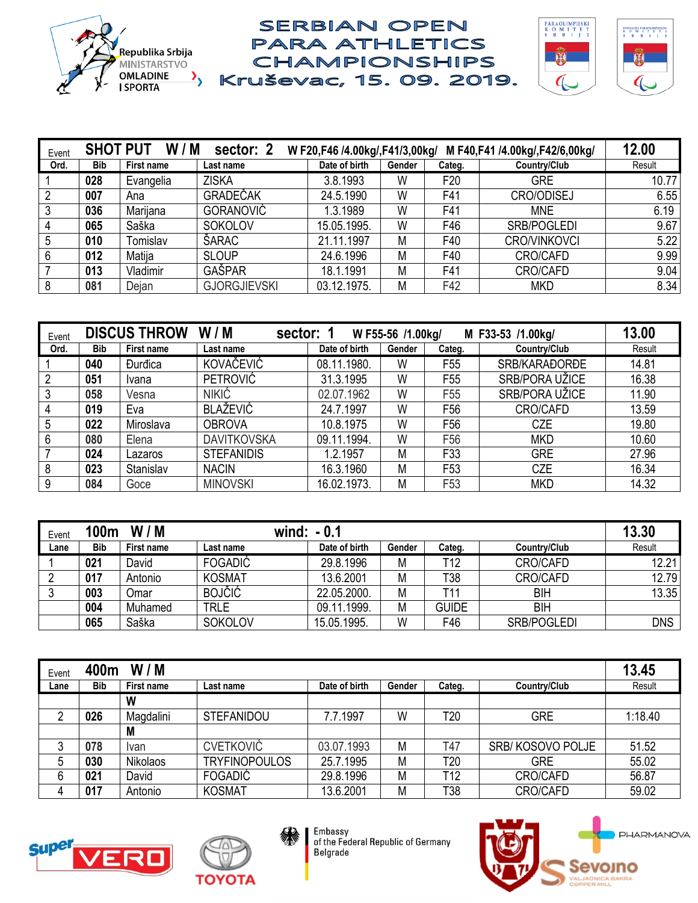# SERBIAN OPEN PARA ATHLETICS CHAMPIONSHIPS

## Kruševac, 15. 09. 2019.

Republika Srbija
MINISTARSTVO OMLADINE I SPORTA

| Event | SHOT PUT W / M sector: 2 | W F20,F46 /4.00kg/,F41/3,00kg/ M F40,F41 /4.00kg/,F42/6,00kg/ | | | | | | 12.00 |
|---|---|---|---|---|---|---|---|---|
| Ord. | Bib | First name | Last name | Date of birth | Gender | Categ. | Country/Club | Result |
| 1 | 028 | Evangelia | ZISKA | 3.8.1993 | W | F20 | GRE | 10.77 |
| 2 | 007 | Ana | GRADEČAK | 24.5.1990 | W | F41 | CRO/ODISEJ | 6.55 |
| 3 | 036 | Marijana | GORANOVIĆ | 1.3.1989 | W | F41 | MNE | 6.19 |
| 4 | 065 | Saška | SOKOLOV | 15.05.1995. | W | F46 | SRB/POGLEDI | 9.67 |
| 5 | 010 | Tomislav | ŠARAC | 21.11.1997 | M | F40 | CRO/VINKOVCI | 5.22 |
| 6 | 012 | Matija | SLOUP | 24.6.1996 | M | F40 | CRO/CAFD | 9.99 |
| 7 | 013 | Vladimir | GAŠPAR | 18.1.1991 | M | F41 | CRO/CAFD | 9.04 |
| 8 | 081 | Dejan | GJORGJIEVSKI | 03.12.1975. | M | F42 | MKD | 8.34 |

| Event | DISCUS THROW W / M sector: 1 | W F55-56 /1.00kg/ M F33-53 /1.00kg/ | | | | | | 13.00 |
|---|---|---|---|---|---|---|---|---|
| Ord. | Bib | First name | Last name | Date of birth | Gender | Categ. | Country/Club | Result |
| 1 | 040 | Đurđica | KOVAČEVIĆ | 08.11.1980. | W | F55 | SRB/KARAĐORĐE | 14.81 |
| 2 | 051 | Ivana | PETROVIĆ | 31.3.1995 | W | F55 | SRB/PORA UŽICE | 16.38 |
| 3 | 058 | Vesna | NIKIĆ | 02.07.1962 | W | F55 | SRB/PORA UŽICE | 11.90 |
| 4 | 019 | Eva | BLAŽEVIĆ | 24.7.1997 | W | F56 | CRO/CAFD | 13.59 |
| 5 | 022 | Miroslava | OBROVA | 10.8.1975 | W | F56 | CZE | 19.80 |
| 6 | 080 | Elena | DAVITKOVSKA | 09.11.1994. | W | F56 | MKD | 10.60 |
| 7 | 024 | Lazaros | STEFANIDIS | 1.2.1957 | M | F33 | GRE | 27.96 |
| 8 | 023 | Stanislav | NACIN | 16.3.1960 | M | F53 | CZE | 16.34 |
| 9 | 084 | Goce | MINOVSKI | 16.02.1973. | M | F53 | MKD | 14.32 |

| Event | 100m W / M | wind: - 0.1 | | | | | | 13.30 |
|---|---|---|---|---|---|---|---|---|
| Lane | Bib | First name | Last name | Date of birth | Gender | Categ. | Country/Club | Result |
| 1 | 021 | David | FOGADIĆ | 29.8.1996 | M | T12 | CRO/CAFD | 12.21 |
| 2 | 017 | Antonio | KOSMAT | 13.6.2001 | M | T38 | CRO/CAFD | 12.79 |
| 3 | 003 | Omar | BOJČIĆ | 22.05.2000. | M | T11 | BIH | 13.35 |
| | 004 | Muhamed | TRLE | 09.11.1999. | M | GUIDE | BIH | |
| | 065 | Saška | SOKOLOV | 15.05.1995. | W | F46 | SRB/POGLEDI | DNS |

| Event | 400m W / M | | | | | | | 13.45 |
|---|---|---|---|---|---|---|---|---|
| Lane | Bib | First name | Last name | Date of birth | Gender | Categ. | Country/Club | Result |
| | | W | | | | | | |
| 2 | 026 | Magdalini | STEFANIDOU | 7.7.1997 | W | T20 | GRE | 1:18.40 |
| | | M | | | | | | |
| 3 | 078 | Ivan | CVETKOVIĆ | 03.07.1993 | M | T47 | SRB/ KOSOVO POLJE | 51.52 |
| 5 | 030 | Nikolaos | TRYFINOPOULOS | 25.7.1995 | M | T20 | GRE | 55.02 |
| 6 | 021 | David | FOGADIĆ | 29.8.1996 | M | T12 | CRO/CAFD | 56.87 |
| 4 | 017 | Antonio | KOSMAT | 13.6.2001 | M | T38 | CRO/CAFD | 59.02 |

Super VERO · TOYOTA · Embassy of the Federal Republic of Germany Belgrade · PHARMANOVA · Sevojno Valjaonica bakra Copper Mill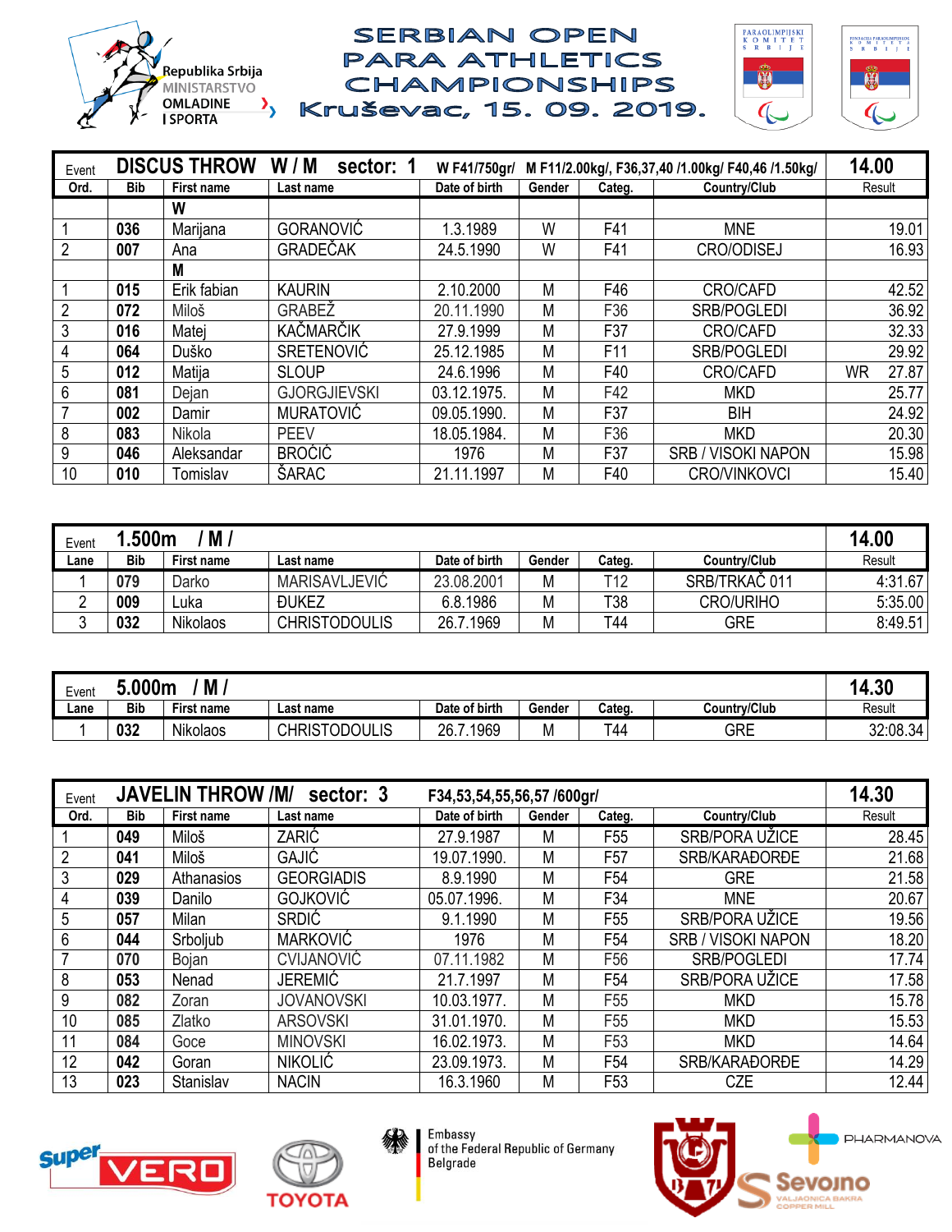# SERBIAN OPEN PARA ATHLETICS CHAMPIONSHIPS

## Kruševac, 15. 09. 2019.

Republika Srbija MINISTARSTVO OMLADINE I SPORTA

| Event | DISCUS THROW W / M sector: 1 | | W F41/750gr/ M F11/2.00kg/, F36,37,40 /1.00kg/ F40,46 /1.50kg/ | | | | | 14.00 |
|---|---|---|---|---|---|---|---|---|
| Ord. | Bib | First name | Last name | Date of birth | Gender | Categ. | Country/Club | Result |
| | | W | | | | | | |
| 1 | 036 | Marijana | GORANOVIĆ | 1.3.1989 | W | F41 | MNE | 19.01 |
| 2 | 007 | Ana | GRADEČAK | 24.5.1990 | W | F41 | CRO/ODISEJ | 16.93 |
| | | M | | | | | | |
| 1 | 015 | Erik fabian | KAURIN | 2.10.2000 | M | F46 | CRO/CAFD | 42.52 |
| 2 | 072 | Miloš | GRABEŽ | 20.11.1990 | M | F36 | SRB/POGLEDI | 36.92 |
| 3 | 016 | Matej | KAČMARČIK | 27.9.1999 | M | F37 | CRO/CAFD | 32.33 |
| 4 | 064 | Duško | SRETENOVIĆ | 25.12.1985 | M | F11 | SRB/POGLEDI | 29.92 |
| 5 | 012 | Matija | SLOUP | 24.6.1996 | M | F40 | CRO/CAFD | WR 27.87 |
| 6 | 081 | Dejan | GJORGJIEVSKI | 03.12.1975. | M | F42 | MKD | 25.77 |
| 7 | 002 | Damir | MURATOVIĆ | 09.05.1990. | M | F37 | BIH | 24.92 |
| 8 | 083 | Nikola | PEEV | 18.05.1984. | M | F36 | MKD | 20.30 |
| 9 | 046 | Aleksandar | BROĆIĆ | 1976 | M | F37 | SRB / VISOKI NAPON | 15.98 |
| 10 | 010 | Tomislav | ŠARAC | 21.11.1997 | M | F40 | CRO/VINKOVCI | 15.40 |

| Event | 1.500m / M / | | | | | | | 14.00 |
|---|---|---|---|---|---|---|---|---|
| Lane | Bib | First name | Last name | Date of birth | Gender | Categ. | Country/Club | Result |
| 1 | 079 | Darko | MARISAVLJEVIĆ | 23.08.2001 | M | T12 | SRB/TRKAČ 011 | 4:31.67 |
| 2 | 009 | Luka | ĐUKEZ | 6.8.1986 | M | T38 | CRO/URIHO | 5:35.00 |
| 3 | 032 | Nikolaos | CHRISTODOULIS | 26.7.1969 | M | T44 | GRE | 8:49.51 |

| Event | 5.000m / M / | | | | | | | 14.30 |
|---|---|---|---|---|---|---|---|---|
| Lane | Bib | First name | Last name | Date of birth | Gender | Categ. | Country/Club | Result |
| 1 | 032 | Nikolaos | CHRISTODOULIS | 26.7.1969 | M | T44 | GRE | 32:08.34 |

| Event | JAVELIN THROW /M/ sector: 3 | | | F34,53,54,55,56,57 /600gr/ | | | | 14.30 |
|---|---|---|---|---|---|---|---|---|
| Ord. | Bib | First name | Last name | Date of birth | Gender | Categ. | Country/Club | Result |
| 1 | 049 | Miloš | ZARIĆ | 27.9.1987 | M | F55 | SRB/PORA UŽICE | 28.45 |
| 2 | 041 | Miloš | GAJIĆ | 19.07.1990. | M | F57 | SRB/KARAĐORĐE | 21.68 |
| 3 | 029 | Athanasios | GEORGIADIS | 8.9.1990 | M | F54 | GRE | 21.58 |
| 4 | 039 | Danilo | GOJKOVIĆ | 05.07.1996. | M | F34 | MNE | 20.67 |
| 5 | 057 | Milan | SRDIĆ | 9.1.1990 | M | F55 | SRB/PORA UŽICE | 19.56 |
| 6 | 044 | Srboljub | MARKOVIĆ | 1976 | M | F54 | SRB / VISOKI NAPON | 18.20 |
| 7 | 070 | Bojan | CVIJANOVIĆ | 07.11.1982 | M | F56 | SRB/POGLEDI | 17.74 |
| 8 | 053 | Nenad | JEREMIĆ | 21.7.1997 | M | F54 | SRB/PORA UŽICE | 17.58 |
| 9 | 082 | Zoran | JOVANOVSKI | 10.03.1977. | M | F55 | MKD | 15.78 |
| 10 | 085 | Zlatko | ARSOVSKI | 31.01.1970. | M | F55 | MKD | 15.53 |
| 11 | 084 | Goce | MINOVSKI | 16.02.1973. | M | F53 | MKD | 14.64 |
| 12 | 042 | Goran | NIKOLIĆ | 23.09.1973. | M | F54 | SRB/KARAĐORĐE | 14.29 |
| 13 | 023 | Stanislav | NACIN | 16.3.1960 | M | F53 | CZE | 12.44 |

Super VERO | TOYOTA | Embassy of the Federal Republic of Germany Belgrade | PHARMANOVA | Sevojno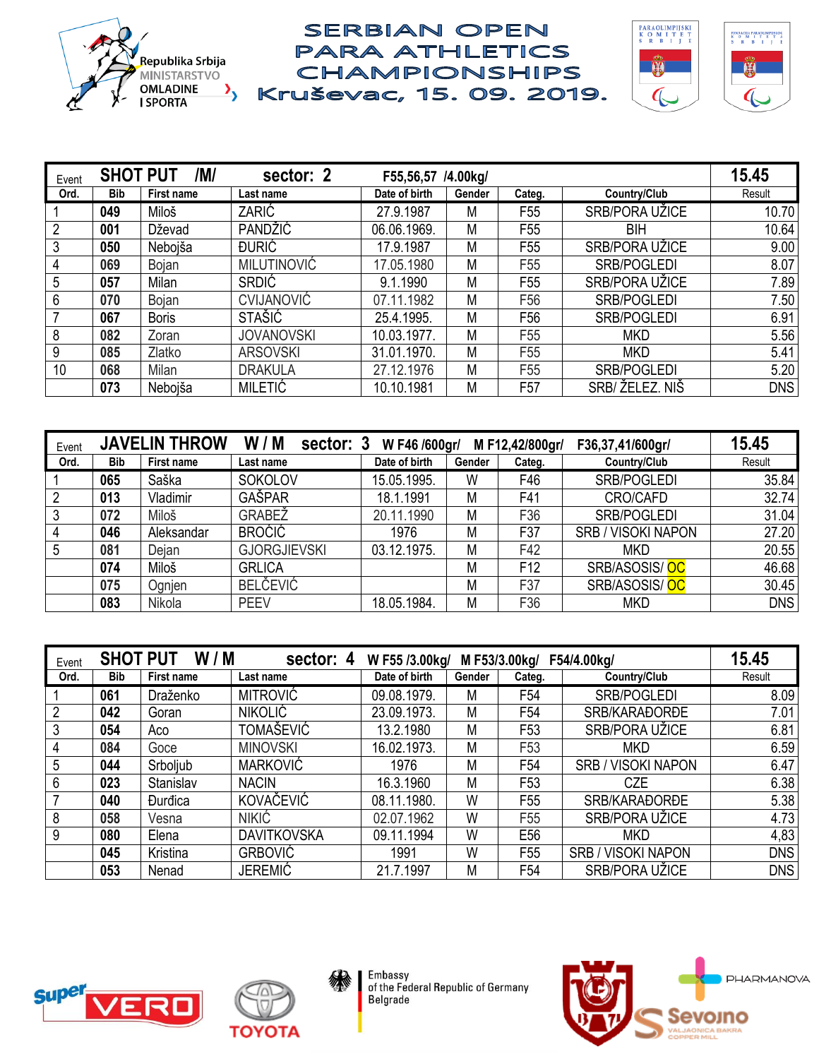Republika Srbija MINISTARSTVO OMLADINE I SPORTA

# SERBIAN OPEN PARA ATHLETICS CHAMPIONSHIPS
## Kruševac, 15. 09. 2019.

PARAOLIMPIJSKI KOMITET SRBIJE

| Event | SHOT PUT /M/ | | sector: 2 | F55,56,57 /4.00kg/ | | | | 15.45 |
|---|---|---|---|---|---|---|---|---|
| Ord. | Bib | First name | Last name | Date of birth | Gender | Categ. | Country/Club | Result |
| 1 | 049 | Miloš | ZARIĆ | 27.9.1987 | M | F55 | SRB/PORA UŽICE | 10.70 |
| 2 | 001 | Dževad | PANDŽIĆ | 06.06.1969. | M | F55 | BIH | 10.64 |
| 3 | 050 | Nebojša | ĐURIĆ | 17.9.1987 | M | F55 | SRB/PORA UŽICE | 9.00 |
| 4 | 069 | Bojan | MILUTINOVIĆ | 17.05.1980 | M | F55 | SRB/POGLEDI | 8.07 |
| 5 | 057 | Milan | SRDIĆ | 9.1.1990 | M | F55 | SRB/PORA UŽICE | 7.89 |
| 6 | 070 | Bojan | CVIJANOVIĆ | 07.11.1982 | M | F56 | SRB/POGLEDI | 7.50 |
| 7 | 067 | Boris | STAŠIĆ | 25.4.1995. | M | F56 | SRB/POGLEDI | 6.91 |
| 8 | 082 | Zoran | JOVANOVSKI | 10.03.1977. | M | F55 | MKD | 5.56 |
| 9 | 085 | Zlatko | ARSOVSKI | 31.01.1970. | M | F55 | MKD | 5.41 |
| 10 | 068 | Milan | DRAKULA | 27.12.1976 | M | F55 | SRB/POGLEDI | 5.20 |
| | 073 | Nebojša | MILETIĆ | 10.10.1981 | M | F57 | SRB/ ŽELEZ. NIŠ | DNS |

| Event | JAVELIN THROW W / M | | sector: 3 | W F46 /600gr/ | M F12,42/800gr/ | | F36,37,41/600gr/ | 15.45 |
|---|---|---|---|---|---|---|---|---|
| Ord. | Bib | First name | Last name | Date of birth | Gender | Categ. | Country/Club | Result |
| 1 | 065 | Saška | SOKOLOV | 15.05.1995. | W | F46 | SRB/POGLEDI | 35.84 |
| 2 | 013 | Vladimir | GAŠPAR | 18.1.1991 | M | F41 | CRO/CAFD | 32.74 |
| 3 | 072 | Miloš | GRABEŽ | 20.11.1990 | M | F36 | SRB/POGLEDI | 31.04 |
| 4 | 046 | Aleksandar | BROĆIĆ | 1976 | M | F37 | SRB / VISOKI NAPON | 27.20 |
| 5 | 081 | Dejan | GJORGJIEVSKI | 03.12.1975. | M | F42 | MKD | 20.55 |
| | 074 | Miloš | GRLICA | | M | F12 | SRB/ASOSIS/ OC | 46.68 |
| | 075 | Ognjen | BELČEVIĆ | | M | F37 | SRB/ASOSIS/ OC | 30.45 |
| | 083 | Nikola | PEEV | 18.05.1984. | M | F36 | MKD | DNS |

| Event | SHOT PUT W / M | | sector: 4 | W F55 /3.00kg/ | M F53/3.00kg/ | | F54/4.00kg/ | 15.45 |
|---|---|---|---|---|---|---|---|---|
| Ord. | Bib | First name | Last name | Date of birth | Gender | Categ. | Country/Club | Result |
| 1 | 061 | Draženko | MITROVIĆ | 09.08.1979. | M | F54 | SRB/POGLEDI | 8.09 |
| 2 | 042 | Goran | NIKOLIĆ | 23.09.1973. | M | F54 | SRB/KARAĐORĐE | 7.01 |
| 3 | 054 | Aco | TOMAŠEVIĆ | 13.2.1980 | M | F53 | SRB/PORA UŽICE | 6.81 |
| 4 | 084 | Goce | MINOVSKI | 16.02.1973. | M | F53 | MKD | 6.59 |
| 5 | 044 | Srboljub | MARKOVIĆ | 1976 | M | F54 | SRB / VISOKI NAPON | 6.47 |
| 6 | 023 | Stanislav | NACIN | 16.3.1960 | M | F53 | CZE | 6.38 |
| 7 | 040 | Đurđica | KOVAČEVIĆ | 08.11.1980. | W | F55 | SRB/KARAĐORĐE | 5.38 |
| 8 | 058 | Vesna | NIKIĆ | 02.07.1962 | W | F55 | SRB/PORA UŽICE | 4.73 |
| 9 | 080 | Elena | DAVITKOVSKA | 09.11.1994 | W | E56 | MKD | 4,83 |
| | 045 | Kristina | GRBOVIĆ | 1991 | W | F55 | SRB / VISOKI NAPON | DNS |
| | 053 | Nenad | JEREMIĆ | 21.7.1997 | M | F54 | SRB/PORA UŽICE | DNS |

Super VERO · TOYOTA · Embassy of the Federal Republic of Germany Belgrade · PHARMANOVA · Sevojno Valjaonica Bakra Copper Mill